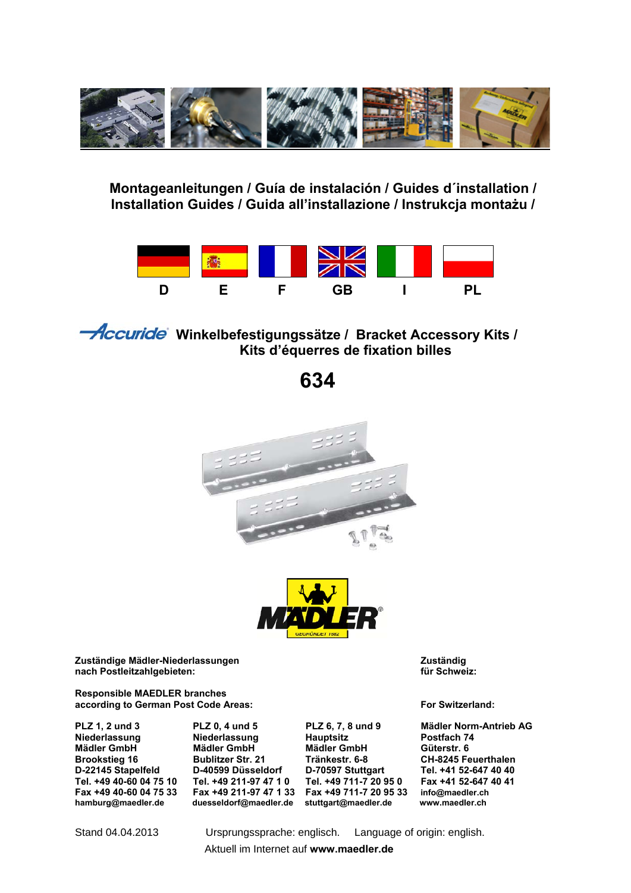# Montageanleitungen / Guía de instalación / Guides d´installation / Installation Guides / Guida all’installazione / Instrukcja montażu /

D E F GB I PL

## Accuride Winkelbefestigungssätze / Bracket Accessory Kits / Kits d’équerres de fixation billes

# 634

**Zuständige Mädler-Niederlassungen nach Postleitzahlgebieten:**

**Responsible MAEDLER branches according to German Post Code Areas:**

**Zuständig für Schweiz:**

**For Switzerland:**

| PLZ 1, 2 und 3 | PLZ 0, 4 und 5 | PLZ 6, 7, 8 und 9 | |
|---|---|---|---|
| Niederlassung | Niederlassung | Hauptsitz | Mädler Norm-Antrieb AG |
| Mädler GmbH | Mädler GmbH | Mädler GmbH | Postfach 74 |
| Brookstieg 16 | Bublitzer Str. 21 | Tränkestr. 6-8 | Güterstr. 6 |
| D-22145 Stapelfeld | D-40599 Düsseldorf | D-70597 Stuttgart | CH-8245 Feuerthalen |
| Tel. +49 40-60 04 75 10 | Tel. +49 211-97 47 1 0 | Tel. +49 711-7 20 95 0 | Tel. +41 52-647 40 40 |
| Fax +49 40-60 04 75 33 | Fax +49 211-97 47 1 33 | Fax +49 711-7 20 95 33 | Fax +41 52-647 40 41 |
| hamburg@maedler.de | duesseldorf@maedler.de | stuttgart@maedler.de | info@maedler.ch |
| | | | www.maedler.ch |

Stand 04.04.2013 Ursprungssprache: englisch. Language of origin: english.

Aktuell im Internet auf **www.maedler.de**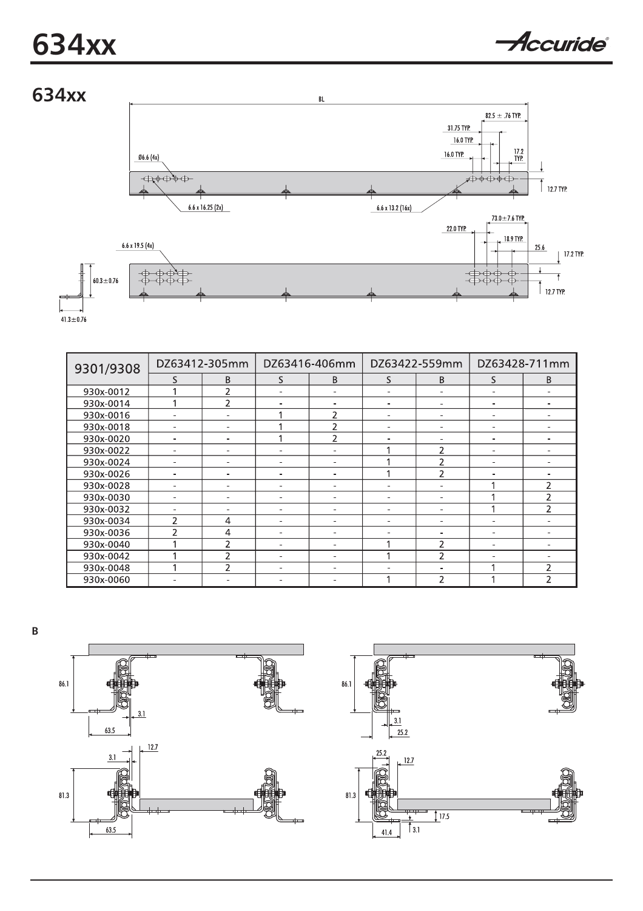# 634xx

## 634xx

BL

82.5 ± .76 TYP.

31.75 TYP.

16.0 TYP.

16.0 TYP.

17.2 TYP.

Ø6.6 (4x)

12.7 TYP.

6.6 x 16.25 (2x)

6.6 x 13.2 (16x)

73.0 ± 7.6 TYP.

22.0 TYP.

18.9 TYP.

25.6

6.6 x 19.5 (4x)

17.2 TYP.

60.3 ± 0.76

12.7 TYP.

41.3 ± 0.76

| 9301/9308 | DZ63412-305mm | | DZ63416-406mm | | DZ63422-559mm | | DZ63428-711mm | |
|---|---|---|---|---|---|---|---|---|
| | S | B | S | B | S | B | S | B |
| 930x-0012 | 1 | 2 | - | - | - | - | - | - |
| 930x-0014 | 1 | 2 | - | - | - | - | - | - |
| 930x-0016 | - | - | 1 | 2 | - | - | - | - |
| 930x-0018 | - | - | 1 | 2 | - | - | - | - |
| 930x-0020 | - | - | 1 | 2 | - | - | - | - |
| 930x-0022 | - | - | - | - | 1 | 2 | - | - |
| 930x-0024 | - | - | - | - | 1 | 2 | - | - |
| 930x-0026 | - | - | - | - | 1 | 2 | - | - |
| 930x-0028 | - | - | - | - | - | - | 1 | 2 |
| 930x-0030 | - | - | - | - | - | - | 1 | 2 |
| 930x-0032 | - | - | - | - | - | - | 1 | 2 |
| 930x-0034 | 2 | 4 | - | - | - | - | - | - |
| 930x-0036 | 2 | 4 | - | - | - | - | - | - |
| 930x-0040 | 1 | 2 | - | - | 1 | 2 | - | - |
| 930x-0042 | 1 | 2 | - | - | 1 | 2 | - | - |
| 930x-0048 | 1 | 2 | - | - | - | - | 1 | 2 |
| 930x-0060 | - | - | - | - | 1 | 2 | 1 | 2 |

B

86.1

3.1

63.5

86.1

3.1

25.2

3.1

12.7

81.3

63.5

25.2

12.7

81.3

17.5

41.4

3.1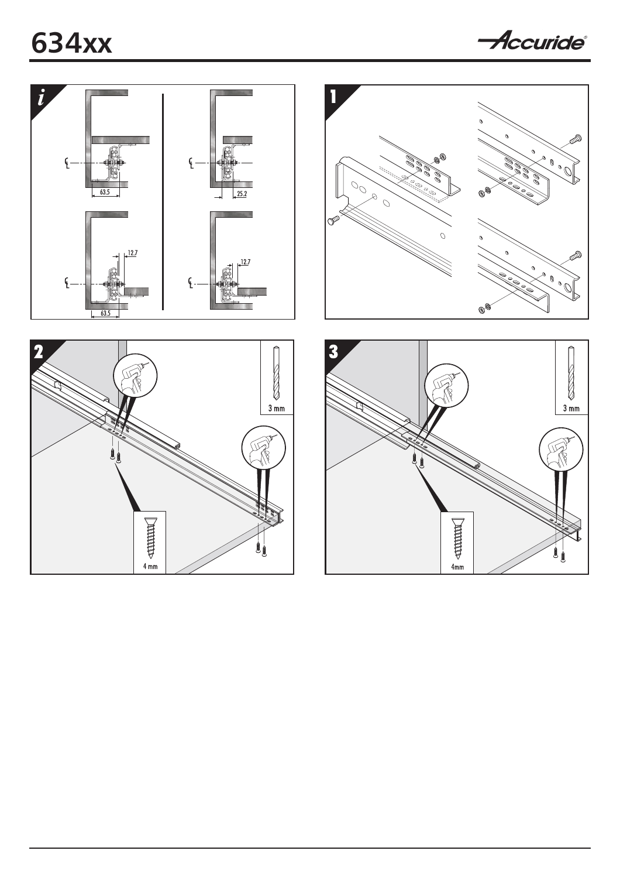# 634xx

*i*

63.5

25.2

12.7

63.5

12.7

1

2

3 mm

4 mm

3

3 mm

4mm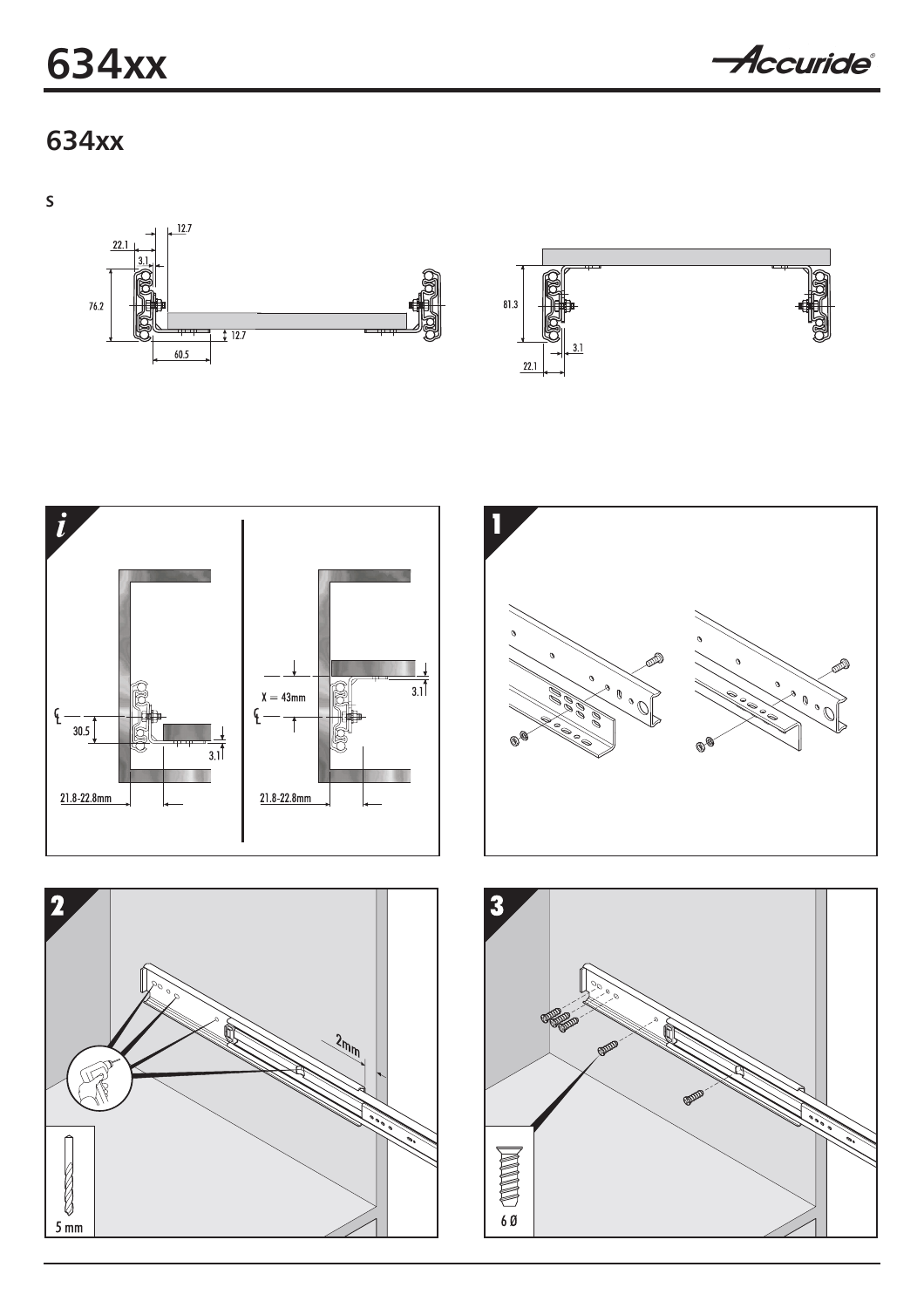# 634xx

## 634xx

S

12.7

22.1

3.1

76.2

12.7

60.5

81.3

3.1

22.1

*i*

30.5

3.1

21.8-22.8mm

X = 43mm

3.1

21.8-22.8mm

1

2

2mm

5 mm

3

6 Ø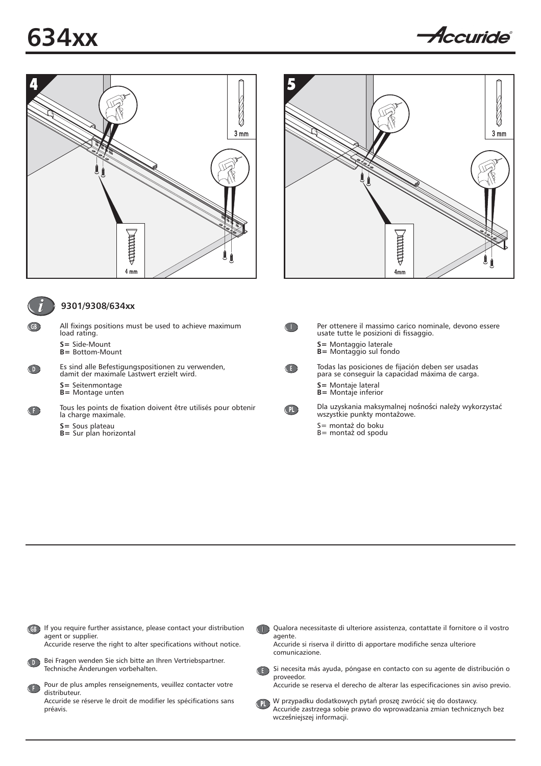# 634xx

4

3 mm

4 mm

5

3 mm

4mm

**9301/9308/634xx**

GB

All fixings positions must be used to achieve maximum load rating.

**S=** Side-Mount
**B=** Bottom-Mount

D

Es sind alle Befestigungspositionen zu verwenden, damit der maximale Lastwert erzielt wird.

**S=** Seitenmontage
**B=** Montage unten

F

Tous les points de fixation doivent être utilisés pour obtenir la charge maximale.

**S=** Sous plateau
**B=** Sur plan horizontal

I

Per ottenere il massimo carico nominale, devono essere usate tutte le posizioni di fissaggio.

**S=** Montaggio laterale
**B=** Montaggio sul fondo

E

Todas las posiciones de fijación deben ser usadas para se conseguir la capacidad máxima de carga.

**S=** Montaje lateral
**B=** Montaje inferior

PL

Dla uzyskania maksymalnej nośności należy wykorzystać wszystkie punkty montażowe.

S= montaż do boku
B= montaż od spodu

---

GB If you require further assistance, please contact your distribution agent or supplier.
Accuride reserve the right to alter specifications without notice.

D Bei Fragen wenden Sie sich bitte an Ihren Vertriebspartner.
Technische Änderungen vorbehalten.

F Pour de plus amples renseignements, veuillez contacter votre distributeur.
Accuride se réserve le droit de modifier les spécifications sans préavis.

I Qualora necessitaste di ulteriore assistenza, contattate il fornitore o il vostro agente.
Accuride si riserva il diritto di apportare modifiche senza ulteriore comunicazione.

E Si necesita más ayuda, póngase en contacto con su agente de distribución o proveedor.
Accuride se reserva el derecho de alterar las especificaciones sin aviso previo.

PL W przypadku dodatkowych pytań proszę zwrócić się do dostawcy.
Accuride zastrzega sobie prawo do wprowadzania zmian technicznych bez wcześniejszej informacji.